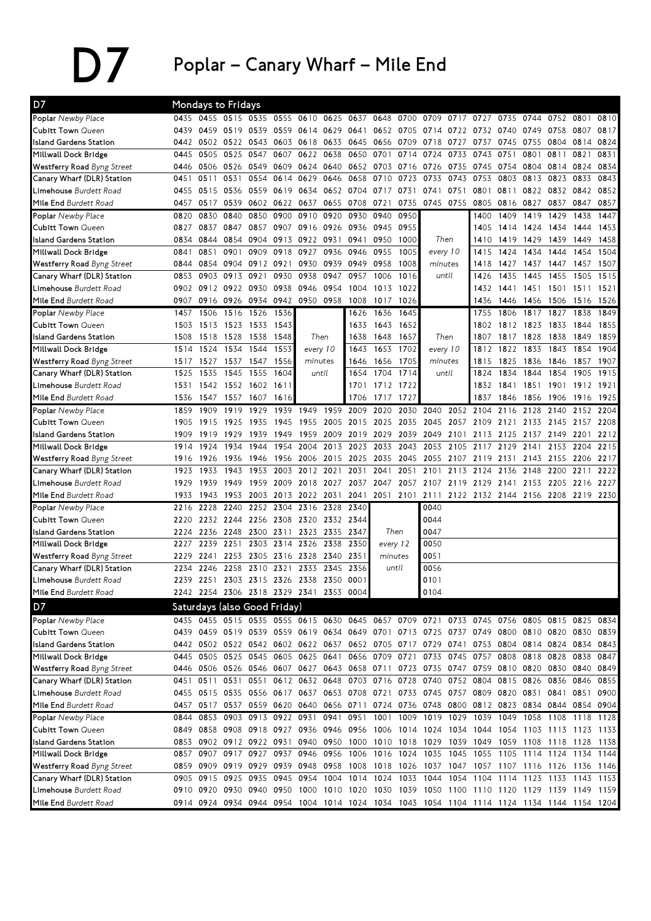# D7 Poplar – Canary Wharf – Mile End

## D7 Mondays to Fridays

| Stop | | | | | | | | | | | | | | | | | | |
|---|---|---|---|---|---|---|---|---|---|---|---|---|---|---|---|---|---|---|
| Poplar Newby Place | 0435 | 0455 | 0515 | 0535 | 0555 | 0610 | 0625 | 0637 | 0648 | 0700 | 0709 | 0717 | 0727 | 0735 | 0744 | 0752 | 0801 | 0810 |
| Cubitt Town Queen | 0439 | 0459 | 0519 | 0539 | 0559 | 0614 | 0629 | 0641 | 0652 | 0705 | 0714 | 0722 | 0732 | 0740 | 0749 | 0758 | 0807 | 0817 |
| Island Gardens Station | 0442 | 0502 | 0522 | 0543 | 0603 | 0618 | 0633 | 0645 | 0656 | 0709 | 0718 | 0727 | 0737 | 0745 | 0755 | 0804 | 0814 | 0824 |
| Millwall Dock Bridge | 0445 | 0505 | 0525 | 0547 | 0607 | 0622 | 0638 | 0650 | 0701 | 0714 | 0724 | 0733 | 0743 | 0751 | 0801 | 0811 | 0821 | 0831 |
| Westferry Road Byng Street | 0446 | 0506 | 0526 | 0549 | 0609 | 0624 | 0640 | 0652 | 0703 | 0716 | 0726 | 0735 | 0745 | 0754 | 0804 | 0814 | 0824 | 0834 |
| Canary Wharf (DLR) Station | 0451 | 0511 | 0531 | 0554 | 0614 | 0629 | 0646 | 0658 | 0710 | 0723 | 0733 | 0743 | 0753 | 0803 | 0813 | 0823 | 0833 | 0843 |
| Limehouse Burdett Road | 0455 | 0515 | 0536 | 0559 | 0619 | 0634 | 0652 | 0704 | 0717 | 0731 | 0741 | 0751 | 0801 | 0811 | 0822 | 0832 | 0842 | 0852 |
| Mile End Burdett Road | 0457 | 0517 | 0539 | 0602 | 0622 | 0637 | 0655 | 0708 | 0721 | 0735 | 0745 | 0755 | 0805 | 0816 | 0827 | 0837 | 0847 | 0857 |

| Stop | | | | | | | | | | | | | | | | | |
|---|---|---|---|---|---|---|---|---|---|---|---|---|---|---|---|---|---|
| Poplar Newby Place | 0820 | 0830 | 0840 | 0850 | 0900 | 0910 | 0920 | 0930 | 0940 | 0950 | | 1400 | 1409 | 1419 | 1429 | 1438 | 1447 |
| Cubitt Town Queen | 0827 | 0837 | 0847 | 0857 | 0907 | 0916 | 0926 | 0936 | 0945 | 0955 | | 1405 | 1414 | 1424 | 1434 | 1444 | 1453 |
| Island Gardens Station | 0834 | 0844 | 0854 | 0904 | 0913 | 0922 | 0931 | 0941 | 0950 | 1000 | Then | 1410 | 1419 | 1429 | 1439 | 1449 | 1458 |
| Millwall Dock Bridge | 0841 | 0851 | 0901 | 0909 | 0918 | 0927 | 0936 | 0946 | 0955 | 1005 | every 10 | 1415 | 1424 | 1434 | 1444 | 1454 | 1504 |
| Westferry Road Byng Street | 0844 | 0854 | 0904 | 0912 | 0921 | 0930 | 0939 | 0949 | 0958 | 1008 | minutes | 1418 | 1427 | 1437 | 1447 | 1457 | 1507 |
| Canary Wharf (DLR) Station | 0853 | 0903 | 0913 | 0921 | 0930 | 0938 | 0947 | 0957 | 1006 | 1016 | until | 1426 | 1435 | 1445 | 1455 | 1505 | 1515 |
| Limehouse Burdett Road | 0902 | 0912 | 0922 | 0930 | 0938 | 0946 | 0954 | 1004 | 1013 | 1022 | | 1432 | 1441 | 1451 | 1501 | 1511 | 1521 |
| Mile End Burdett Road | 0907 | 0916 | 0926 | 0934 | 0942 | 0950 | 0958 | 1008 | 1017 | 1026 | | 1436 | 1446 | 1456 | 1506 | 1516 | 1526 |

| Stop | | | | | | | | | | | | | | | | |
|---|---|---|---|---|---|---|---|---|---|---|---|---|---|---|---|---|
| Poplar Newby Place | 1457 | 1506 | 1516 | 1526 | 1536 | | 1626 | 1636 | 1645 | | 1755 | 1806 | 1817 | 1827 | 1838 | 1849 |
| Cubitt Town Queen | 1503 | 1513 | 1523 | 1533 | 1543 | | 1633 | 1643 | 1652 | | 1802 | 1812 | 1823 | 1833 | 1844 | 1855 |
| Island Gardens Station | 1508 | 1518 | 1528 | 1538 | 1548 | Then | 1638 | 1648 | 1657 | Then | 1807 | 1817 | 1828 | 1838 | 1849 | 1859 |
| Millwall Dock Bridge | 1514 | 1524 | 1534 | 1544 | 1553 | every 10 | 1643 | 1653 | 1702 | every 10 | 1812 | 1822 | 1833 | 1843 | 1854 | 1904 |
| Westferry Road Byng Street | 1517 | 1527 | 1537 | 1547 | 1556 | minutes | 1646 | 1656 | 1705 | minutes | 1815 | 1825 | 1836 | 1846 | 1857 | 1907 |
| Canary Wharf (DLR) Station | 1525 | 1535 | 1545 | 1555 | 1604 | until | 1654 | 1704 | 1714 | until | 1824 | 1834 | 1844 | 1854 | 1905 | 1915 |
| Limehouse Burdett Road | 1531 | 1542 | 1552 | 1602 | 1611 | | 1701 | 1712 | 1722 | | 1832 | 1841 | 1851 | 1901 | 1912 | 1921 |
| Mile End Burdett Road | 1536 | 1547 | 1557 | 1607 | 1616 | | 1706 | 1717 | 1727 | | 1837 | 1846 | 1856 | 1906 | 1916 | 1925 |

| Stop | | | | | | | | | | | | | | | | | | |
|---|---|---|---|---|---|---|---|---|---|---|---|---|---|---|---|---|---|---|
| Poplar Newby Place | 1859 | 1909 | 1919 | 1929 | 1939 | 1949 | 1959 | 2009 | 2020 | 2030 | 2040 | 2052 | 2104 | 2116 | 2128 | 2140 | 2152 | 2204 |
| Cubitt Town Queen | 1905 | 1915 | 1925 | 1935 | 1945 | 1955 | 2005 | 2015 | 2025 | 2035 | 2045 | 2057 | 2109 | 2121 | 2133 | 2145 | 2157 | 2208 |
| Island Gardens Station | 1909 | 1919 | 1929 | 1939 | 1949 | 1959 | 2009 | 2019 | 2029 | 2039 | 2049 | 2101 | 2113 | 2125 | 2137 | 2149 | 2201 | 2212 |
| Millwall Dock Bridge | 1914 | 1924 | 1934 | 1944 | 1954 | 2004 | 2013 | 2023 | 2033 | 2043 | 2053 | 2105 | 2117 | 2129 | 2141 | 2153 | 2204 | 2215 |
| Westferry Road Byng Street | 1916 | 1926 | 1936 | 1946 | 1956 | 2006 | 2015 | 2025 | 2035 | 2045 | 2055 | 2107 | 2119 | 2131 | 2143 | 2155 | 2206 | 2217 |
| Canary Wharf (DLR) Station | 1923 | 1933 | 1943 | 1953 | 2003 | 2012 | 2021 | 2031 | 2041 | 2051 | 2101 | 2113 | 2124 | 2136 | 2148 | 2200 | 2211 | 2222 |
| Limehouse Burdett Road | 1929 | 1939 | 1949 | 1959 | 2009 | 2018 | 2027 | 2037 | 2047 | 2057 | 2107 | 2119 | 2129 | 2141 | 2153 | 2205 | 2216 | 2227 |
| Mile End Burdett Road | 1933 | 1943 | 1953 | 2003 | 2013 | 2022 | 2031 | 2041 | 2051 | 2101 | 2111 | 2122 | 2132 | 2144 | 2156 | 2208 | 2219 | 2230 |

| Stop | | | | | | | | | | |
|---|---|---|---|---|---|---|---|---|---|---|
| Poplar Newby Place | 2216 | 2228 | 2240 | 2252 | 2304 | 2316 | 2328 | 2340 | | 0040 |
| Cubitt Town Queen | 2220 | 2232 | 2244 | 2256 | 2308 | 2320 | 2332 | 2344 | | 0044 |
| Island Gardens Station | 2224 | 2236 | 2248 | 2300 | 2311 | 2323 | 2335 | 2347 | Then | 0047 |
| Millwall Dock Bridge | 2227 | 2239 | 2251 | 2303 | 2314 | 2326 | 2338 | 2350 | every 12 | 0050 |
| Westferry Road Byng Street | 2229 | 2241 | 2253 | 2305 | 2316 | 2328 | 2340 | 2351 | minutes | 0051 |
| Canary Wharf (DLR) Station | 2234 | 2246 | 2258 | 2310 | 2321 | 2333 | 2345 | 2356 | until | 0056 |
| Limehouse Burdett Road | 2239 | 2251 | 2303 | 2315 | 2326 | 2338 | 2350 | 0001 | | 0101 |
| Mile End Burdett Road | 2242 | 2254 | 2306 | 2318 | 2329 | 2341 | 2353 | 0004 | | 0104 |

## D7 Saturdays (also Good Friday)

| Stop | | | | | | | | | | | | | | | | | | |
|---|---|---|---|---|---|---|---|---|---|---|---|---|---|---|---|---|---|---|
| Poplar Newby Place | 0435 | 0455 | 0515 | 0535 | 0555 | 0615 | 0630 | 0645 | 0657 | 0709 | 0721 | 0733 | 0745 | 0756 | 0805 | 0815 | 0825 | 0834 |
| Cubitt Town Queen | 0439 | 0459 | 0519 | 0539 | 0559 | 0619 | 0634 | 0649 | 0701 | 0713 | 0725 | 0737 | 0749 | 0800 | 0810 | 0820 | 0830 | 0839 |
| Island Gardens Station | 0442 | 0502 | 0522 | 0542 | 0602 | 0622 | 0637 | 0652 | 0705 | 0717 | 0729 | 0741 | 0753 | 0804 | 0814 | 0824 | 0834 | 0843 |
| Millwall Dock Bridge | 0445 | 0505 | 0525 | 0545 | 0605 | 0625 | 0641 | 0656 | 0709 | 0721 | 0733 | 0745 | 0757 | 0808 | 0818 | 0828 | 0838 | 0847 |
| Westferry Road Byng Street | 0446 | 0506 | 0526 | 0546 | 0607 | 0627 | 0643 | 0658 | 0711 | 0723 | 0735 | 0747 | 0759 | 0810 | 0820 | 0830 | 0840 | 0849 |
| Canary Wharf (DLR) Station | 0451 | 0511 | 0531 | 0551 | 0612 | 0632 | 0648 | 0703 | 0716 | 0728 | 0740 | 0752 | 0804 | 0815 | 0826 | 0836 | 0846 | 0855 |
| Limehouse Burdett Road | 0455 | 0515 | 0535 | 0556 | 0617 | 0637 | 0653 | 0708 | 0721 | 0733 | 0745 | 0757 | 0809 | 0820 | 0831 | 0841 | 0851 | 0900 |
| Mile End Burdett Road | 0457 | 0517 | 0537 | 0559 | 0620 | 0640 | 0656 | 0711 | 0724 | 0736 | 0748 | 0800 | 0812 | 0823 | 0834 | 0844 | 0854 | 0904 |

| Stop | | | | | | | | | | | | | | | | | | |
|---|---|---|---|---|---|---|---|---|---|---|---|---|---|---|---|---|---|---|
| Poplar Newby Place | 0844 | 0853 | 0903 | 0913 | 0922 | 0931 | 0941 | 0951 | 1001 | 1009 | 1019 | 1029 | 1039 | 1049 | 1058 | 1108 | 1118 | 1128 |
| Cubitt Town Queen | 0849 | 0858 | 0908 | 0918 | 0927 | 0936 | 0946 | 0956 | 1006 | 1014 | 1024 | 1034 | 1044 | 1054 | 1103 | 1113 | 1123 | 1133 |
| Island Gardens Station | 0853 | 0902 | 0912 | 0922 | 0931 | 0940 | 0950 | 1000 | 1010 | 1018 | 1029 | 1039 | 1049 | 1059 | 1108 | 1118 | 1128 | 1138 |
| Millwall Dock Bridge | 0857 | 0907 | 0917 | 0927 | 0937 | 0946 | 0956 | 1006 | 1016 | 1024 | 1035 | 1045 | 1055 | 1105 | 1114 | 1124 | 1134 | 1144 |
| Westferry Road Byng Street | 0859 | 0909 | 0919 | 0929 | 0939 | 0948 | 0958 | 1008 | 1018 | 1026 | 1037 | 1047 | 1057 | 1107 | 1116 | 1126 | 1136 | 1146 |
| Canary Wharf (DLR) Station | 0905 | 0915 | 0925 | 0935 | 0945 | 0954 | 1004 | 1014 | 1024 | 1033 | 1044 | 1054 | 1104 | 1114 | 1123 | 1133 | 1143 | 1153 |
| Limehouse Burdett Road | 0910 | 0920 | 0930 | 0940 | 0950 | 1000 | 1010 | 1020 | 1030 | 1039 | 1050 | 1100 | 1110 | 1120 | 1129 | 1139 | 1149 | 1159 |
| Mile End Burdett Road | 0914 | 0924 | 0934 | 0944 | 0954 | 1004 | 1014 | 1024 | 1034 | 1043 | 1054 | 1104 | 1114 | 1124 | 1134 | 1144 | 1154 | 1204 |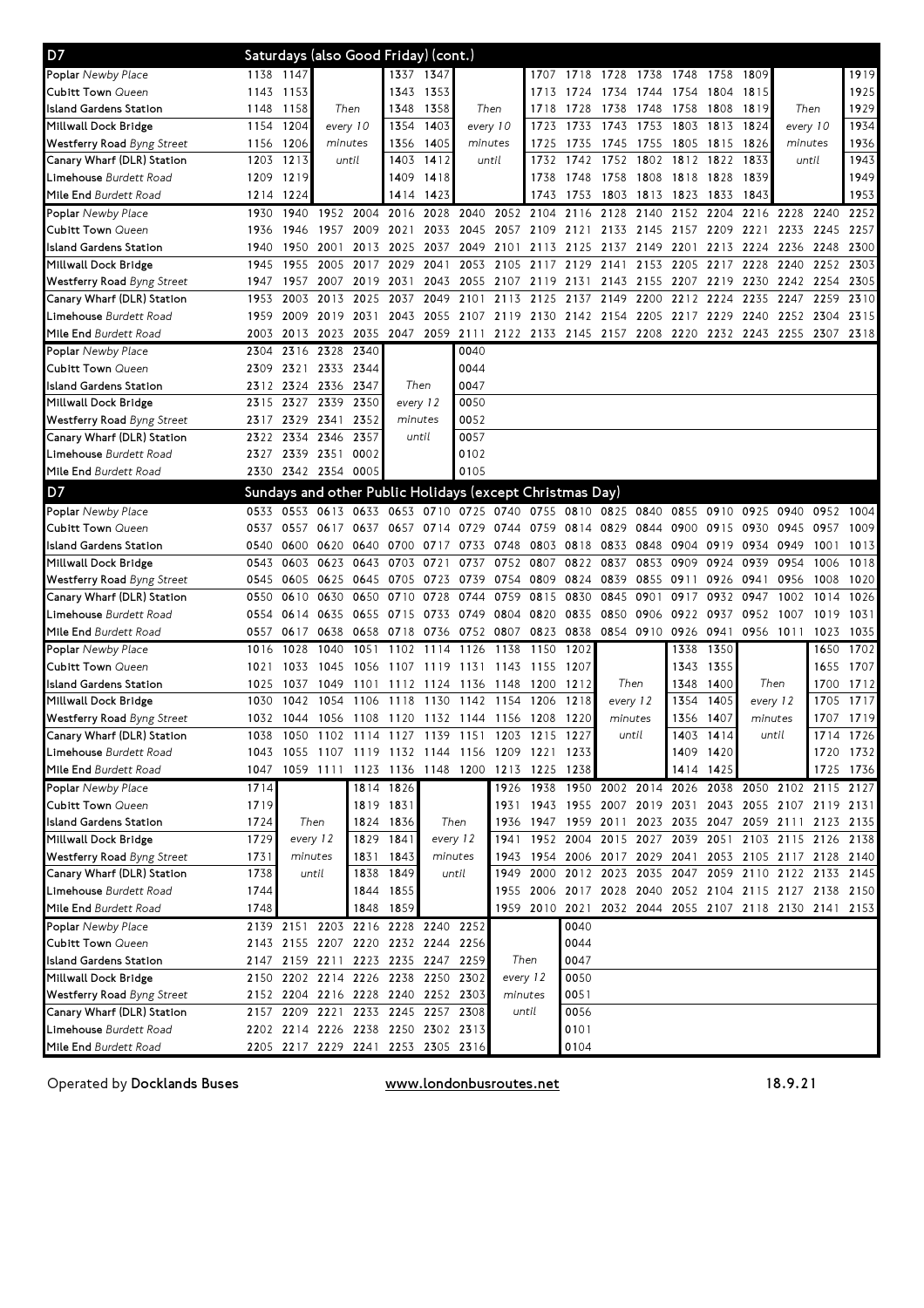## D7 Saturdays (also Good Friday) (cont.)

| Stop | | | | | | | | | | | | | | | | | | |
|---|---|---|---|---|---|---|---|---|---|---|---|---|---|---|---|---|---|---|
| **Poplar** *Newby Place* | 1138 | 1147 | | | 1337 | 1347 | | | 1707 | 1718 | 1728 | 1738 | 1748 | 1758 | 1809 | | | 1919 |
| **Cubitt Town** *Queen* | 1143 | 1153 | | | 1343 | 1353 | | | 1713 | 1724 | 1734 | 1744 | 1754 | 1804 | 1815 | | | 1925 |
| **Island Gardens Station** | 1148 | 1158 | Then | | 1348 | 1358 | Then | | 1718 | 1728 | 1738 | 1748 | 1758 | 1808 | 1819 | Then | | 1929 |
| **Millwall Dock Bridge** | 1154 | 1204 | every 10 | | 1354 | 1403 | every 10 | | 1723 | 1733 | 1743 | 1753 | 1803 | 1813 | 1824 | every 10 | | 1934 |
| **Westferry Road** *Byng Street* | 1156 | 1206 | minutes | | 1356 | 1405 | minutes | | 1725 | 1735 | 1745 | 1755 | 1805 | 1815 | 1826 | minutes | | 1936 |
| **Canary Wharf (DLR) Station** | 1203 | 1213 | until | | 1403 | 1412 | until | | 1732 | 1742 | 1752 | 1802 | 1812 | 1822 | 1833 | until | | 1943 |
| **Limehouse** *Burdett Road* | 1209 | 1219 | | | 1409 | 1418 | | | 1738 | 1748 | 1758 | 1808 | 1818 | 1828 | 1839 | | | 1949 |
| **Mile End** *Burdett Road* | 1214 | 1224 | | | 1414 | 1423 | | | 1743 | 1753 | 1803 | 1813 | 1823 | 1833 | 1843 | | | 1953 |

| Stop | | | | | | | | | | | | | | | | | | |
|---|---|---|---|---|---|---|---|---|---|---|---|---|---|---|---|---|---|---|
| **Poplar** *Newby Place* | 1930 | 1940 | 1952 | 2004 | 2016 | 2028 | 2040 | 2052 | 2104 | 2116 | 2128 | 2140 | 2152 | 2204 | 2216 | 2228 | 2240 | 2252 |
| **Cubitt Town** *Queen* | 1936 | 1946 | 1957 | 2009 | 2021 | 2033 | 2045 | 2057 | 2109 | 2121 | 2133 | 2145 | 2157 | 2209 | 2221 | 2233 | 2245 | 2257 |
| **Island Gardens Station** | 1940 | 1950 | 2001 | 2013 | 2025 | 2037 | 2049 | 2101 | 2113 | 2125 | 2137 | 2149 | 2201 | 2213 | 2224 | 2236 | 2248 | 2300 |
| **Millwall Dock Bridge** | 1945 | 1955 | 2005 | 2017 | 2029 | 2041 | 2053 | 2105 | 2117 | 2129 | 2141 | 2153 | 2205 | 2217 | 2228 | 2240 | 2252 | 2303 |
| **Westferry Road** *Byng Street* | 1947 | 1957 | 2007 | 2019 | 2031 | 2043 | 2055 | 2107 | 2119 | 2131 | 2143 | 2155 | 2207 | 2219 | 2230 | 2242 | 2254 | 2305 |
| **Canary Wharf (DLR) Station** | 1953 | 2003 | 2013 | 2025 | 2037 | 2049 | 2101 | 2113 | 2125 | 2137 | 2149 | 2200 | 2212 | 2224 | 2235 | 2247 | 2259 | 2310 |
| **Limehouse** *Burdett Road* | 1959 | 2009 | 2019 | 2031 | 2043 | 2055 | 2107 | 2119 | 2130 | 2142 | 2154 | 2205 | 2217 | 2229 | 2240 | 2252 | 2304 | 2315 |
| **Mile End** *Burdett Road* | 2003 | 2013 | 2023 | 2035 | 2047 | 2059 | 2111 | 2122 | 2133 | 2145 | 2157 | 2208 | 2220 | 2232 | 2243 | 2255 | 2307 | 2318 |

| Stop | | | | | | | |
|---|---|---|---|---|---|---|---|
| **Poplar** *Newby Place* | 2304 | 2316 | 2328 | 2340 | | | 0040 |
| **Cubitt Town** *Queen* | 2309 | 2321 | 2333 | 2344 | | | 0044 |
| **Island Gardens Station** | 2312 | 2324 | 2336 | 2347 | Then | | 0047 |
| **Millwall Dock Bridge** | 2315 | 2327 | 2339 | 2350 | every 12 | | 0050 |
| **Westferry Road** *Byng Street* | 2317 | 2329 | 2341 | 2352 | minutes | | 0052 |
| **Canary Wharf (DLR) Station** | 2322 | 2334 | 2346 | 2357 | until | | 0057 |
| **Limehouse** *Burdett Road* | 2327 | 2339 | 2351 | 0002 | | | 0102 |
| **Mile End** *Burdett Road* | 2330 | 2342 | 2354 | 0005 | | | 0105 |

## D7 Sundays and other Public Holidays (except Christmas Day)

| Stop | | | | | | | | | | | | | | | | | | |
|---|---|---|---|---|---|---|---|---|---|---|---|---|---|---|---|---|---|---|
| **Poplar** *Newby Place* | 0533 | 0553 | 0613 | 0633 | 0653 | 0710 | 0725 | 0740 | 0755 | 0810 | 0825 | 0840 | 0855 | 0910 | 0925 | 0940 | 0952 | 1004 |
| **Cubitt Town** *Queen* | 0537 | 0557 | 0617 | 0637 | 0657 | 0714 | 0729 | 0744 | 0759 | 0814 | 0829 | 0844 | 0900 | 0915 | 0930 | 0945 | 0957 | 1009 |
| **Island Gardens Station** | 0540 | 0600 | 0620 | 0640 | 0700 | 0717 | 0733 | 0748 | 0803 | 0818 | 0833 | 0848 | 0904 | 0919 | 0934 | 0949 | 1001 | 1013 |
| **Millwall Dock Bridge** | 0543 | 0603 | 0623 | 0643 | 0703 | 0721 | 0737 | 0752 | 0807 | 0822 | 0837 | 0853 | 0909 | 0924 | 0939 | 0954 | 1006 | 1018 |
| **Westferry Road** *Byng Street* | 0545 | 0605 | 0625 | 0645 | 0705 | 0723 | 0739 | 0754 | 0809 | 0824 | 0839 | 0855 | 0911 | 0926 | 0941 | 0956 | 1008 | 1020 |
| **Canary Wharf (DLR) Station** | 0550 | 0610 | 0630 | 0650 | 0710 | 0728 | 0744 | 0759 | 0815 | 0830 | 0845 | 0901 | 0917 | 0932 | 0947 | 1002 | 1014 | 1026 |
| **Limehouse** *Burdett Road* | 0554 | 0614 | 0635 | 0655 | 0715 | 0733 | 0749 | 0804 | 0820 | 0835 | 0850 | 0906 | 0922 | 0937 | 0952 | 1007 | 1019 | 1031 |
| **Mile End** *Burdett Road* | 0557 | 0617 | 0638 | 0658 | 0718 | 0736 | 0752 | 0807 | 0823 | 0838 | 0854 | 0910 | 0926 | 0941 | 0956 | 1011 | 1023 | 1035 |

| Stop | | | | | | | | | | | | | | | | | | |
|---|---|---|---|---|---|---|---|---|---|---|---|---|---|---|---|---|---|---|
| **Poplar** *Newby Place* | 1016 | 1028 | 1040 | 1051 | 1102 | 1114 | 1126 | 1138 | 1150 | 1202 | | | 1338 | 1350 | | | 1650 | 1702 |
| **Cubitt Town** *Queen* | 1021 | 1033 | 1045 | 1056 | 1107 | 1119 | 1131 | 1143 | 1155 | 1207 | | | 1343 | 1355 | | | 1655 | 1707 |
| **Island Gardens Station** | 1025 | 1037 | 1049 | 1101 | 1112 | 1124 | 1136 | 1148 | 1200 | 1212 | Then | | 1348 | 1400 | Then | | 1700 | 1712 |
| **Millwall Dock Bridge** | 1030 | 1042 | 1054 | 1106 | 1118 | 1130 | 1142 | 1154 | 1206 | 1218 | every 12 | | 1354 | 1405 | every 12 | | 1705 | 1717 |
| **Westferry Road** *Byng Street* | 1032 | 1044 | 1056 | 1108 | 1120 | 1132 | 1144 | 1156 | 1208 | 1220 | minutes | | 1356 | 1407 | minutes | | 1707 | 1719 |
| **Canary Wharf (DLR) Station** | 1038 | 1050 | 1102 | 1114 | 1127 | 1139 | 1151 | 1203 | 1215 | 1227 | until | | 1403 | 1414 | until | | 1714 | 1726 |
| **Limehouse** *Burdett Road* | 1043 | 1055 | 1107 | 1119 | 1132 | 1144 | 1156 | 1209 | 1221 | 1233 | | | 1409 | 1420 | | | 1720 | 1732 |
| **Mile End** *Burdett Road* | 1047 | 1059 | 1111 | 1123 | 1136 | 1148 | 1200 | 1213 | 1225 | 1238 | | | 1414 | 1425 | | | 1725 | 1736 |

| Stop | | | | | | | | | | | | | | | | | | |
|---|---|---|---|---|---|---|---|---|---|---|---|---|---|---|---|---|---|---|
| **Poplar** *Newby Place* | 1714 | | | 1814 | 1826 | | | 1926 | 1938 | 1950 | 2002 | 2014 | 2026 | 2038 | 2050 | 2102 | 2115 | 2127 |
| **Cubitt Town** *Queen* | 1719 | | | 1819 | 1831 | | | 1931 | 1943 | 1955 | 2007 | 2019 | 2031 | 2043 | 2055 | 2107 | 2119 | 2131 |
| **Island Gardens Station** | 1724 | Then | | 1824 | 1836 | Then | | 1936 | 1947 | 1959 | 2011 | 2023 | 2035 | 2047 | 2059 | 2111 | 2123 | 2135 |
| **Millwall Dock Bridge** | 1729 | every 12 | | 1829 | 1841 | every 12 | | 1941 | 1952 | 2004 | 2015 | 2027 | 2039 | 2051 | 2103 | 2115 | 2126 | 2138 |
| **Westferry Road** *Byng Street* | 1731 | minutes | | 1831 | 1843 | minutes | | 1943 | 1954 | 2006 | 2017 | 2029 | 2041 | 2053 | 2105 | 2117 | 2128 | 2140 |
| **Canary Wharf (DLR) Station** | 1738 | until | | 1838 | 1849 | until | | 1949 | 2000 | 2012 | 2023 | 2035 | 2047 | 2059 | 2110 | 2122 | 2133 | 2145 |
| **Limehouse** *Burdett Road* | 1744 | | | 1844 | 1855 | | | 1955 | 2006 | 2017 | 2028 | 2040 | 2052 | 2104 | 2115 | 2127 | 2138 | 2150 |
| **Mile End** *Burdett Road* | 1748 | | | 1848 | 1859 | | | 1959 | 2010 | 2021 | 2032 | 2044 | 2055 | 2107 | 2118 | 2130 | 2141 | 2153 |

| Stop | | | | | | | | | | |
|---|---|---|---|---|---|---|---|---|---|---|
| **Poplar** *Newby Place* | 2139 | 2151 | 2203 | 2216 | 2228 | 2240 | 2252 | | | 0040 |
| **Cubitt Town** *Queen* | 2143 | 2155 | 2207 | 2220 | 2232 | 2244 | 2256 | | | 0044 |
| **Island Gardens Station** | 2147 | 2159 | 2211 | 2223 | 2235 | 2247 | 2259 | Then | | 0047 |
| **Millwall Dock Bridge** | 2150 | 2202 | 2214 | 2226 | 2238 | 2250 | 2302 | every 12 | | 0050 |
| **Westferry Road** *Byng Street* | 2152 | 2204 | 2216 | 2228 | 2240 | 2252 | 2303 | minutes | | 0051 |
| **Canary Wharf (DLR) Station** | 2157 | 2209 | 2221 | 2233 | 2245 | 2257 | 2308 | until | | 0056 |
| **Limehouse** *Burdett Road* | 2202 | 2214 | 2226 | 2238 | 2250 | 2302 | 2313 | | | 0101 |
| **Mile End** *Burdett Road* | 2205 | 2217 | 2229 | 2241 | 2253 | 2305 | 2316 | | | 0104 |

Operated by **Docklands Buses** www.londonbusroutes.net 18.9.21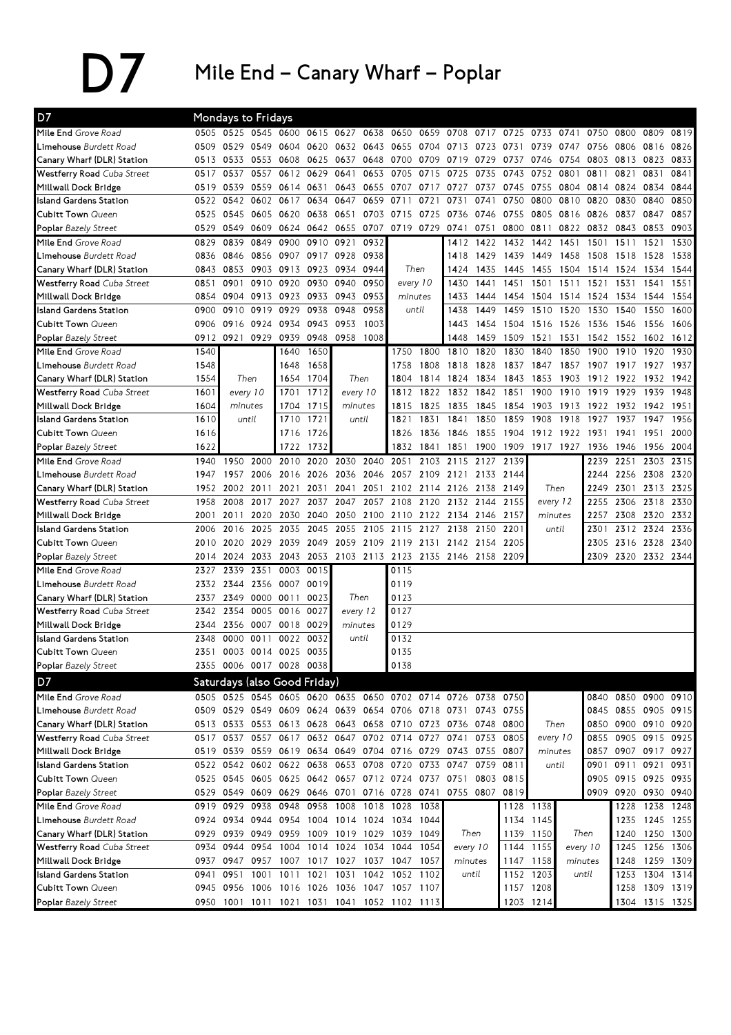# D7 Mile End – Canary Wharf – Poplar

## D7 Mondays to Fridays

| D7 | | | | | | | | | | | | | | | | | | |
|---|---|---|---|---|---|---|---|---|---|---|---|---|---|---|---|---|---|---|
| **Mile End** *Grove Road* | 0505 | 0525 | 0545 | 0600 | 0615 | 0627 | 0638 | 0650 | 0659 | 0708 | 0717 | 0725 | 0733 | 0741 | 0750 | 0800 | 0809 | 0819 |
| **Limehouse** *Burdett Road* | 0509 | 0529 | 0549 | 0604 | 0620 | 0632 | 0643 | 0655 | 0704 | 0713 | 0723 | 0731 | 0739 | 0747 | 0756 | 0806 | 0816 | 0826 |
| **Canary Wharf (DLR) Station** | 0513 | 0533 | 0553 | 0608 | 0625 | 0637 | 0648 | 0700 | 0709 | 0719 | 0729 | 0737 | 0746 | 0754 | 0803 | 0813 | 0823 | 0833 |
| **Westferry Road** *Cuba Street* | 0517 | 0537 | 0557 | 0612 | 0629 | 0641 | 0653 | 0705 | 0715 | 0725 | 0735 | 0743 | 0752 | 0801 | 0811 | 0821 | 0831 | 0841 |
| **Millwall Dock Bridge** | 0519 | 0539 | 0559 | 0614 | 0631 | 0643 | 0655 | 0707 | 0717 | 0727 | 0737 | 0745 | 0755 | 0804 | 0814 | 0824 | 0834 | 0844 |
| **Island Gardens Station** | 0522 | 0542 | 0602 | 0617 | 0634 | 0647 | 0659 | 0711 | 0721 | 0731 | 0741 | 0750 | 0800 | 0810 | 0820 | 0830 | 0840 | 0850 |
| **Cubitt Town** *Queen* | 0525 | 0545 | 0605 | 0620 | 0638 | 0651 | 0703 | 0715 | 0725 | 0736 | 0746 | 0755 | 0805 | 0816 | 0826 | 0837 | 0847 | 0857 |
| **Poplar** *Bazely Street* | 0529 | 0549 | 0609 | 0624 | 0642 | 0655 | 0707 | 0719 | 0729 | 0741 | 0751 | 0800 | 0811 | 0822 | 0832 | 0843 | 0853 | 0903 |

| D7 | | | | | | | | | | | | | | | | | |
|---|---|---|---|---|---|---|---|---|---|---|---|---|---|---|---|---|---|
| **Mile End** *Grove Road* | 0829 | 0839 | 0849 | 0900 | 0910 | 0921 | 0932 | | 1412 | 1422 | 1432 | 1442 | 1451 | 1501 | 1511 | 1521 | 1530 |
| **Limehouse** *Burdett Road* | 0836 | 0846 | 0856 | 0907 | 0917 | 0928 | 0938 | | 1418 | 1429 | 1439 | 1449 | 1458 | 1508 | 1518 | 1528 | 1538 |
| **Canary Wharf (DLR) Station** | 0843 | 0853 | 0903 | 0913 | 0923 | 0934 | 0944 | Then | 1424 | 1435 | 1445 | 1455 | 1504 | 1514 | 1524 | 1534 | 1544 |
| **Westferry Road** *Cuba Street* | 0851 | 0901 | 0910 | 0920 | 0930 | 0940 | 0950 | every 10 | 1430 | 1441 | 1451 | 1501 | 1511 | 1521 | 1531 | 1541 | 1551 |
| **Millwall Dock Bridge** | 0854 | 0904 | 0913 | 0923 | 0933 | 0943 | 0953 | minutes | 1433 | 1444 | 1454 | 1504 | 1514 | 1524 | 1534 | 1544 | 1554 |
| **Island Gardens Station** | 0900 | 0910 | 0919 | 0929 | 0938 | 0948 | 0958 | until | 1438 | 1449 | 1459 | 1510 | 1520 | 1530 | 1540 | 1550 | 1600 |
| **Cubitt Town** *Queen* | 0906 | 0916 | 0924 | 0934 | 0943 | 0953 | 1003 | | 1443 | 1454 | 1504 | 1516 | 1526 | 1536 | 1546 | 1556 | 1606 |
| **Poplar** *Bazely Street* | 0912 | 0921 | 0929 | 0939 | 0948 | 0958 | 1008 | | 1448 | 1459 | 1509 | 1521 | 1531 | 1542 | 1552 | 1602 | 1612 |

| D7 | | | | | | | | | | | | | | | | | |
|---|---|---|---|---|---|---|---|---|---|---|---|---|---|---|---|---|---|
| **Mile End** *Grove Road* | 1540 | | 1640 | 1650 | | 1750 | 1800 | 1810 | 1820 | 1830 | 1840 | 1850 | 1900 | 1910 | 1920 | 1930 |
| **Limehouse** *Burdett Road* | 1548 | | 1648 | 1658 | | 1758 | 1808 | 1818 | 1828 | 1837 | 1847 | 1857 | 1907 | 1917 | 1927 | 1937 |
| **Canary Wharf (DLR) Station** | 1554 | Then | 1654 | 1704 | Then | 1804 | 1814 | 1824 | 1834 | 1843 | 1853 | 1903 | 1912 | 1922 | 1932 | 1942 |
| **Westferry Road** *Cuba Street* | 1601 | every 10 | 1701 | 1712 | every 10 | 1812 | 1822 | 1832 | 1842 | 1851 | 1900 | 1910 | 1919 | 1929 | 1939 | 1948 |
| **Millwall Dock Bridge** | 1604 | minutes | 1704 | 1715 | minutes | 1815 | 1825 | 1835 | 1845 | 1854 | 1903 | 1913 | 1922 | 1932 | 1942 | 1951 |
| **Island Gardens Station** | 1610 | until | 1710 | 1721 | until | 1821 | 1831 | 1841 | 1850 | 1859 | 1908 | 1918 | 1927 | 1937 | 1947 | 1956 |
| **Cubitt Town** *Queen* | 1616 | | 1716 | 1726 | | 1826 | 1836 | 1846 | 1855 | 1904 | 1912 | 1922 | 1931 | 1941 | 1951 | 2000 |
| **Poplar** *Bazely Street* | 1622 | | 1722 | 1732 | | 1832 | 1841 | 1851 | 1900 | 1909 | 1917 | 1927 | 1936 | 1946 | 1956 | 2004 |

| D7 | | | | | | | | | | | | | | | | | |
|---|---|---|---|---|---|---|---|---|---|---|---|---|---|---|---|---|---|
| **Mile End** *Grove Road* | 1940 | 1950 | 2000 | 2010 | 2020 | 2030 | 2040 | 2051 | 2103 | 2115 | 2127 | 2139 | | 2239 | 2251 | 2303 | 2315 |
| **Limehouse** *Burdett Road* | 1947 | 1957 | 2006 | 2016 | 2026 | 2036 | 2046 | 2057 | 2109 | 2121 | 2133 | 2144 | | 2244 | 2256 | 2308 | 2320 |
| **Canary Wharf (DLR) Station** | 1952 | 2002 | 2011 | 2021 | 2031 | 2041 | 2051 | 2102 | 2114 | 2126 | 2138 | 2149 | Then | 2249 | 2301 | 2313 | 2325 |
| **Westferry Road** *Cuba Street* | 1958 | 2008 | 2017 | 2027 | 2037 | 2047 | 2057 | 2108 | 2120 | 2132 | 2144 | 2155 | every 12 | 2255 | 2306 | 2318 | 2330 |
| **Millwall Dock Bridge** | 2001 | 2011 | 2020 | 2030 | 2040 | 2050 | 2100 | 2110 | 2122 | 2134 | 2146 | 2157 | minutes | 2257 | 2308 | 2320 | 2332 |
| **Island Gardens Station** | 2006 | 2016 | 2025 | 2035 | 2045 | 2055 | 2105 | 2115 | 2127 | 2138 | 2150 | 2201 | until | 2301 | 2312 | 2324 | 2336 |
| **Cubitt Town** *Queen* | 2010 | 2020 | 2029 | 2039 | 2049 | 2059 | 2109 | 2119 | 2131 | 2142 | 2154 | 2205 | | 2305 | 2316 | 2328 | 2340 |
| **Poplar** *Bazely Street* | 2014 | 2024 | 2033 | 2043 | 2053 | 2103 | 2113 | 2123 | 2135 | 2146 | 2158 | 2209 | | 2309 | 2320 | 2332 | 2344 |

| D7 | | | | | | | |
|---|---|---|---|---|---|---|---|
| **Mile End** *Grove Road* | 2327 | 2339 | 2351 | 0003 | 0015 | | 0115 |
| **Limehouse** *Burdett Road* | 2332 | 2344 | 2356 | 0007 | 0019 | | 0119 |
| **Canary Wharf (DLR) Station** | 2337 | 2349 | 0000 | 0011 | 0023 | Then | 0123 |
| **Westferry Road** *Cuba Street* | 2342 | 2354 | 0005 | 0016 | 0027 | every 12 | 0127 |
| **Millwall Dock Bridge** | 2344 | 2356 | 0007 | 0018 | 0029 | minutes | 0129 |
| **Island Gardens Station** | 2348 | 0000 | 0011 | 0022 | 0032 | until | 0132 |
| **Cubitt Town** *Queen* | 2351 | 0003 | 0014 | 0025 | 0035 | | 0135 |
| **Poplar** *Bazely Street* | 2355 | 0006 | 0017 | 0028 | 0038 | | 0138 |

## D7 Saturdays (also Good Friday)

| D7 | | | | | | | | | | | | | | | | | |
|---|---|---|---|---|---|---|---|---|---|---|---|---|---|---|---|---|---|
| **Mile End** *Grove Road* | 0505 | 0525 | 0545 | 0605 | 0620 | 0635 | 0650 | 0702 | 0714 | 0726 | 0738 | 0750 | | 0840 | 0850 | 0900 | 0910 |
| **Limehouse** *Burdett Road* | 0509 | 0529 | 0549 | 0609 | 0624 | 0639 | 0654 | 0706 | 0718 | 0731 | 0743 | 0755 | | 0845 | 0855 | 0905 | 0915 |
| **Canary Wharf (DLR) Station** | 0513 | 0533 | 0553 | 0613 | 0628 | 0643 | 0658 | 0710 | 0723 | 0736 | 0748 | 0800 | Then | 0850 | 0900 | 0910 | 0920 |
| **Westferry Road** *Cuba Street* | 0517 | 0537 | 0557 | 0617 | 0632 | 0647 | 0702 | 0714 | 0727 | 0741 | 0753 | 0805 | every 10 | 0855 | 0905 | 0915 | 0925 |
| **Millwall Dock Bridge** | 0519 | 0539 | 0559 | 0619 | 0634 | 0649 | 0704 | 0716 | 0729 | 0743 | 0755 | 0807 | minutes | 0857 | 0907 | 0917 | 0927 |
| **Island Gardens Station** | 0522 | 0542 | 0602 | 0622 | 0638 | 0653 | 0708 | 0720 | 0733 | 0747 | 0759 | 0811 | until | 0901 | 0911 | 0921 | 0931 |
| **Cubitt Town** *Queen* | 0525 | 0545 | 0605 | 0625 | 0642 | 0657 | 0712 | 0724 | 0737 | 0751 | 0803 | 0815 | | 0905 | 0915 | 0925 | 0935 |
| **Poplar** *Bazely Street* | 0529 | 0549 | 0609 | 0629 | 0646 | 0701 | 0716 | 0728 | 0741 | 0755 | 0807 | 0819 | | 0909 | 0920 | 0930 | 0940 |

| D7 | | | | | | | | | | | | | | | | |
|---|---|---|---|---|---|---|---|---|---|---|---|---|---|---|---|---|
| **Mile End** *Grove Road* | 0919 | 0929 | 0938 | 0948 | 0958 | 1008 | 1018 | 1028 | 1038 | | 1128 | 1138 | | 1228 | 1238 | 1248 |
| **Limehouse** *Burdett Road* | 0924 | 0934 | 0944 | 0954 | 1004 | 1014 | 1024 | 1034 | 1044 | | 1134 | 1145 | | 1235 | 1245 | 1255 |
| **Canary Wharf (DLR) Station** | 0929 | 0939 | 0949 | 0959 | 1009 | 1019 | 1029 | 1039 | 1049 | Then | 1139 | 1150 | Then | 1240 | 1250 | 1300 |
| **Westferry Road** *Cuba Street* | 0934 | 0944 | 0954 | 1004 | 1014 | 1024 | 1034 | 1044 | 1054 | every 10 | 1144 | 1155 | every 10 | 1245 | 1256 | 1306 |
| **Millwall Dock Bridge** | 0937 | 0947 | 0957 | 1007 | 1017 | 1027 | 1037 | 1047 | 1057 | minutes | 1147 | 1158 | minutes | 1248 | 1259 | 1309 |
| **Island Gardens Station** | 0941 | 0951 | 1001 | 1011 | 1021 | 1031 | 1042 | 1052 | 1102 | until | 1152 | 1203 | until | 1253 | 1304 | 1314 |
| **Cubitt Town** *Queen* | 0945 | 0956 | 1006 | 1016 | 1026 | 1036 | 1047 | 1057 | 1107 | | 1157 | 1208 | | 1258 | 1309 | 1319 |
| **Poplar** *Bazely Street* | 0950 | 1001 | 1011 | 1021 | 1031 | 1041 | 1052 | 1102 | 1113 | | 1203 | 1214 | | 1304 | 1315 | 1325 |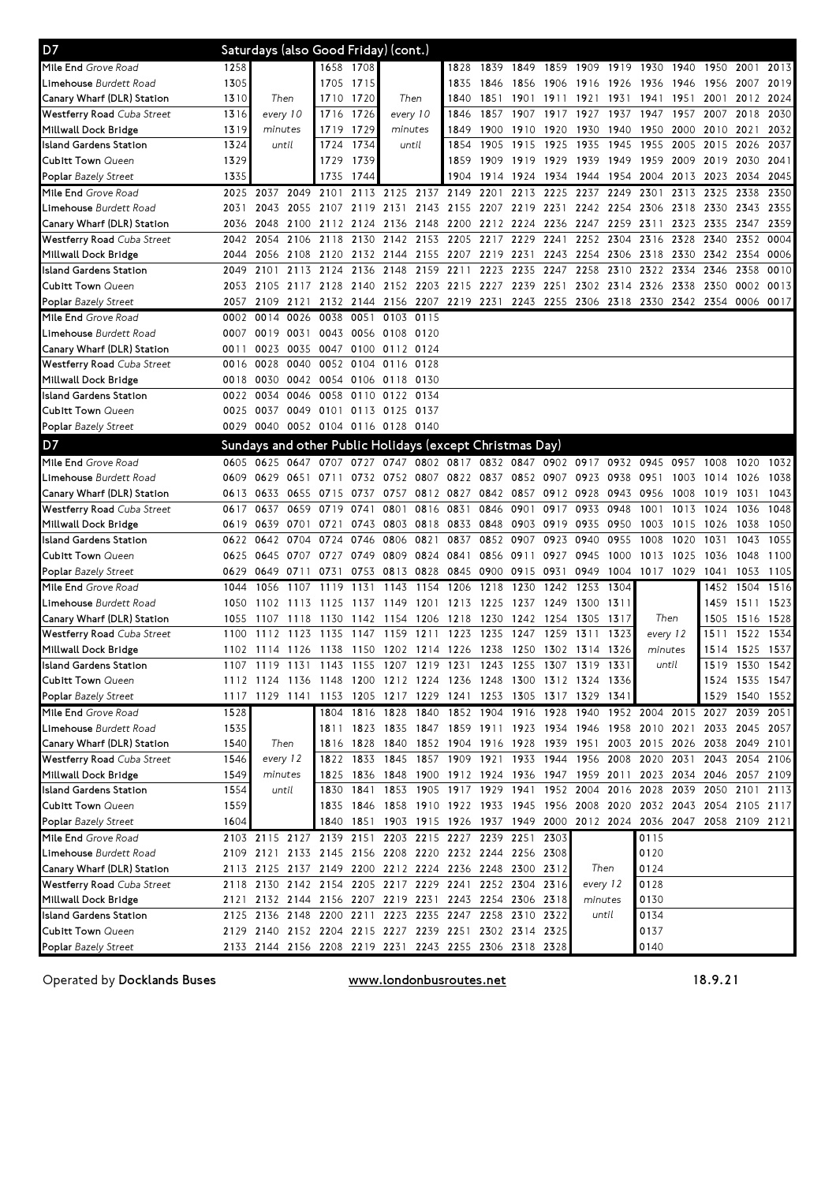## D7 Saturdays (also Good Friday) (cont.)

| | | | | | | | | | | | | | | | | | |
|---|---|---|---|---|---|---|---|---|---|---|---|---|---|---|---|---|---|
| **Mile End** *Grove Road* | 1258 | | 1658 | 1708 | | 1828 | 1839 | 1849 | 1859 | 1909 | 1919 | 1930 | 1940 | 1950 | 2001 | 2013 |
| **Limehouse** *Burdett Road* | 1305 | | 1705 | 1715 | | 1835 | 1846 | 1856 | 1906 | 1916 | 1926 | 1936 | 1946 | 1956 | 2007 | 2019 |
| **Canary Wharf (DLR) Station** | 1310 | Then | 1710 | 1720 | Then | 1840 | 1851 | 1901 | 1911 | 1921 | 1931 | 1941 | 1951 | 2001 | 2012 | 2024 |
| **Westferry Road** *Cuba Street* | 1316 | every 10 | 1716 | 1726 | every 10 | 1846 | 1857 | 1907 | 1917 | 1927 | 1937 | 1947 | 1957 | 2007 | 2018 | 2030 |
| **Millwall Dock Bridge** | 1319 | minutes | 1719 | 1729 | minutes | 1849 | 1900 | 1910 | 1920 | 1930 | 1940 | 1950 | 2000 | 2010 | 2021 | 2032 |
| **Island Gardens Station** | 1324 | until | 1724 | 1734 | until | 1854 | 1905 | 1915 | 1925 | 1935 | 1945 | 1955 | 2005 | 2015 | 2026 | 2037 |
| **Cubitt Town** *Queen* | 1329 | | 1729 | 1739 | | 1859 | 1909 | 1919 | 1929 | 1939 | 1949 | 1959 | 2009 | 2019 | 2030 | 2041 |
| **Poplar** *Bazely Street* | 1335 | | 1735 | 1744 | | 1904 | 1914 | 1924 | 1934 | 1944 | 1954 | 2004 | 2013 | 2023 | 2034 | 2045 |

| | | | | | | | | | | | | | | | | | |
|---|---|---|---|---|---|---|---|---|---|---|---|---|---|---|---|---|---|
| **Mile End** *Grove Road* | 2025 | 2037 | 2049 | 2101 | 2113 | 2125 | 2137 | 2149 | 2201 | 2213 | 2225 | 2237 | 2249 | 2301 | 2313 | 2325 | 2338 | 2350 |
| **Limehouse** *Burdett Road* | 2031 | 2043 | 2055 | 2107 | 2119 | 2131 | 2143 | 2155 | 2207 | 2219 | 2231 | 2242 | 2254 | 2306 | 2318 | 2330 | 2343 | 2355 |
| **Canary Wharf (DLR) Station** | 2036 | 2048 | 2100 | 2112 | 2124 | 2136 | 2148 | 2200 | 2212 | 2224 | 2236 | 2247 | 2259 | 2311 | 2323 | 2335 | 2347 | 2359 |
| **Westferry Road** *Cuba Street* | 2042 | 2054 | 2106 | 2118 | 2130 | 2142 | 2153 | 2205 | 2217 | 2229 | 2241 | 2252 | 2304 | 2316 | 2328 | 2340 | 2352 | 0004 |
| **Millwall Dock Bridge** | 2044 | 2056 | 2108 | 2120 | 2132 | 2144 | 2155 | 2207 | 2219 | 2231 | 2243 | 2254 | 2306 | 2318 | 2330 | 2342 | 2354 | 0006 |
| **Island Gardens Station** | 2049 | 2101 | 2113 | 2124 | 2136 | 2148 | 2159 | 2211 | 2223 | 2235 | 2247 | 2258 | 2310 | 2322 | 2334 | 2346 | 2358 | 0010 |
| **Cubitt Town** *Queen* | 2053 | 2105 | 2117 | 2128 | 2140 | 2152 | 2203 | 2215 | 2227 | 2239 | 2251 | 2302 | 2314 | 2326 | 2338 | 2350 | 0002 | 0013 |
| **Poplar** *Bazely Street* | 2057 | 2109 | 2121 | 2132 | 2144 | 2156 | 2207 | 2219 | 2231 | 2243 | 2255 | 2306 | 2318 | 2330 | 2342 | 2354 | 0006 | 0017 |

| | | | | | | | |
|---|---|---|---|---|---|---|---|
| **Mile End** *Grove Road* | 0002 | 0014 | 0026 | 0038 | 0051 | 0103 | 0115 |
| **Limehouse** *Burdett Road* | 0007 | 0019 | 0031 | 0043 | 0056 | 0108 | 0120 |
| **Canary Wharf (DLR) Station** | 0011 | 0023 | 0035 | 0047 | 0100 | 0112 | 0124 |
| **Westferry Road** *Cuba Street* | 0016 | 0028 | 0040 | 0052 | 0104 | 0116 | 0128 |
| **Millwall Dock Bridge** | 0018 | 0030 | 0042 | 0054 | 0106 | 0118 | 0130 |
| **Island Gardens Station** | 0022 | 0034 | 0046 | 0058 | 0110 | 0122 | 0134 |
| **Cubitt Town** *Queen* | 0025 | 0037 | 0049 | 0101 | 0113 | 0125 | 0137 |
| **Poplar** *Bazely Street* | 0029 | 0040 | 0052 | 0104 | 0116 | 0128 | 0140 |

## D7 Sundays and other Public Holidays (except Christmas Day)

| | | | | | | | | | | | | | | | | | |
|---|---|---|---|---|---|---|---|---|---|---|---|---|---|---|---|---|---|
| **Mile End** *Grove Road* | 0605 | 0625 | 0647 | 0707 | 0727 | 0747 | 0802 | 0817 | 0832 | 0847 | 0902 | 0917 | 0932 | 0945 | 0957 | 1008 | 1020 | 1032 |
| **Limehouse** *Burdett Road* | 0609 | 0629 | 0651 | 0711 | 0732 | 0752 | 0807 | 0822 | 0837 | 0852 | 0907 | 0923 | 0938 | 0951 | 1003 | 1014 | 1026 | 1038 |
| **Canary Wharf (DLR) Station** | 0613 | 0633 | 0655 | 0715 | 0737 | 0757 | 0812 | 0827 | 0842 | 0857 | 0912 | 0928 | 0943 | 0956 | 1008 | 1019 | 1031 | 1043 |
| **Westferry Road** *Cuba Street* | 0617 | 0637 | 0659 | 0719 | 0741 | 0801 | 0816 | 0831 | 0846 | 0901 | 0917 | 0933 | 0948 | 1001 | 1013 | 1024 | 1036 | 1048 |
| **Millwall Dock Bridge** | 0619 | 0639 | 0701 | 0721 | 0743 | 0803 | 0818 | 0833 | 0848 | 0903 | 0919 | 0935 | 0950 | 1003 | 1015 | 1026 | 1038 | 1050 |
| **Island Gardens Station** | 0622 | 0642 | 0704 | 0724 | 0746 | 0806 | 0821 | 0837 | 0852 | 0907 | 0923 | 0940 | 0955 | 1008 | 1020 | 1031 | 1043 | 1055 |
| **Cubitt Town** *Queen* | 0625 | 0645 | 0707 | 0727 | 0749 | 0809 | 0824 | 0841 | 0856 | 0911 | 0927 | 0945 | 1000 | 1013 | 1025 | 1036 | 1048 | 1100 |
| **Poplar** *Bazely Street* | 0629 | 0649 | 0711 | 0731 | 0753 | 0813 | 0828 | 0845 | 0900 | 0915 | 0931 | 0949 | 1004 | 1017 | 1029 | 1041 | 1053 | 1105 |

| | | | | | | | | | | | | | | | | |
|---|---|---|---|---|---|---|---|---|---|---|---|---|---|---|---|---|
| **Mile End** *Grove Road* | 1044 | 1056 | 1107 | 1119 | 1131 | 1143 | 1154 | 1206 | 1218 | 1230 | 1242 | 1253 | 1304 | | 1452 | 1504 | 1516 |
| **Limehouse** *Burdett Road* | 1050 | 1102 | 1113 | 1125 | 1137 | 1149 | 1201 | 1213 | 1225 | 1237 | 1249 | 1300 | 1311 | | 1459 | 1511 | 1523 |
| **Canary Wharf (DLR) Station** | 1055 | 1107 | 1118 | 1130 | 1142 | 1154 | 1206 | 1218 | 1230 | 1242 | 1254 | 1305 | 1317 | Then | 1505 | 1516 | 1528 |
| **Westferry Road** *Cuba Street* | 1100 | 1112 | 1123 | 1135 | 1147 | 1159 | 1211 | 1223 | 1235 | 1247 | 1259 | 1311 | 1323 | every 12 | 1511 | 1522 | 1534 |
| **Millwall Dock Bridge** | 1102 | 1114 | 1126 | 1138 | 1150 | 1202 | 1214 | 1226 | 1238 | 1250 | 1302 | 1314 | 1326 | minutes | 1514 | 1525 | 1537 |
| **Island Gardens Station** | 1107 | 1119 | 1131 | 1143 | 1155 | 1207 | 1219 | 1231 | 1243 | 1255 | 1307 | 1319 | 1331 | until | 1519 | 1530 | 1542 |
| **Cubitt Town** *Queen* | 1112 | 1124 | 1136 | 1148 | 1200 | 1212 | 1224 | 1236 | 1248 | 1300 | 1312 | 1324 | 1336 | | 1524 | 1535 | 1547 |
| **Poplar** *Bazely Street* | 1117 | 1129 | 1141 | 1153 | 1205 | 1217 | 1229 | 1241 | 1253 | 1305 | 1317 | 1329 | 1341 | | 1529 | 1540 | 1552 |

| | | | | | | | | | | | | | | | | |
|---|---|---|---|---|---|---|---|---|---|---|---|---|---|---|---|---|
| **Mile End** *Grove Road* | 1528 | | 1804 | 1816 | 1828 | 1840 | 1852 | 1904 | 1916 | 1928 | 1940 | 1952 | 2004 | 2015 | 2027 | 2039 | 2051 |
| **Limehouse** *Burdett Road* | 1535 | | 1811 | 1823 | 1835 | 1847 | 1859 | 1911 | 1923 | 1934 | 1946 | 1958 | 2010 | 2021 | 2033 | 2045 | 2057 |
| **Canary Wharf (DLR) Station** | 1540 | Then | 1816 | 1828 | 1840 | 1852 | 1904 | 1916 | 1928 | 1939 | 1951 | 2003 | 2015 | 2026 | 2038 | 2049 | 2101 |
| **Westferry Road** *Cuba Street* | 1546 | every 12 | 1822 | 1833 | 1845 | 1857 | 1909 | 1921 | 1933 | 1944 | 1956 | 2008 | 2020 | 2031 | 2043 | 2054 | 2106 |
| **Millwall Dock Bridge** | 1549 | minutes | 1825 | 1836 | 1848 | 1900 | 1912 | 1924 | 1936 | 1947 | 1959 | 2011 | 2023 | 2034 | 2046 | 2057 | 2109 |
| **Island Gardens Station** | 1554 | until | 1830 | 1841 | 1853 | 1905 | 1917 | 1929 | 1941 | 1952 | 2004 | 2016 | 2028 | 2039 | 2050 | 2101 | 2113 |
| **Cubitt Town** *Queen* | 1559 | | 1835 | 1846 | 1858 | 1910 | 1922 | 1933 | 1945 | 1956 | 2008 | 2020 | 2032 | 2043 | 2054 | 2105 | 2117 |
| **Poplar** *Bazely Street* | 1604 | | 1840 | 1851 | 1903 | 1915 | 1926 | 1937 | 1949 | 2000 | 2012 | 2024 | 2036 | 2047 | 2058 | 2109 | 2121 |

| | | | | | | | | | | | | | |
|---|---|---|---|---|---|---|---|---|---|---|---|---|---|
| **Mile End** *Grove Road* | 2103 | 2115 | 2127 | 2139 | 2151 | 2203 | 2215 | 2227 | 2239 | 2251 | 2303 | | 0115 |
| **Limehouse** *Burdett Road* | 2109 | 2121 | 2133 | 2145 | 2156 | 2208 | 2220 | 2232 | 2244 | 2256 | 2308 | | 0120 |
| **Canary Wharf (DLR) Station** | 2113 | 2125 | 2137 | 2149 | 2200 | 2212 | 2224 | 2236 | 2248 | 2300 | 2312 | Then | 0124 |
| **Westferry Road** *Cuba Street* | 2118 | 2130 | 2142 | 2154 | 2205 | 2217 | 2229 | 2241 | 2252 | 2304 | 2316 | every 12 | 0128 |
| **Millwall Dock Bridge** | 2121 | 2132 | 2144 | 2156 | 2207 | 2219 | 2231 | 2243 | 2254 | 2306 | 2318 | minutes | 0130 |
| **Island Gardens Station** | 2125 | 2136 | 2148 | 2200 | 2211 | 2223 | 2235 | 2247 | 2258 | 2310 | 2322 | until | 0134 |
| **Cubitt Town** *Queen* | 2129 | 2140 | 2152 | 2204 | 2215 | 2227 | 2239 | 2251 | 2302 | 2314 | 2325 | | 0137 |
| **Poplar** *Bazely Street* | 2133 | 2144 | 2156 | 2208 | 2219 | 2231 | 2243 | 2255 | 2306 | 2318 | 2328 | | 0140 |

Operated by **Docklands Buses** www.londonbusroutes.net 18.9.21